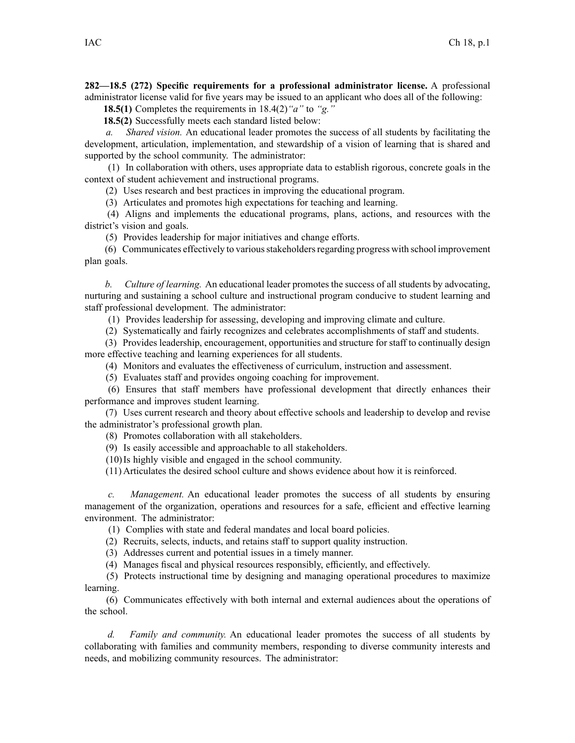**282—18.5 (272) Specific requirements for a professional administrator license.** A professional administrator license valid for five years may be issued to an applicant who does all of the following:

**18.5(1)** Completes the requirements in 18.4(2)*"a"* to *"g."*

**18.5(2)** Successfully meets each standard listed below:

*a. Shared vision.* An educational leader promotes the success of all students by facilitating the development, articulation, implementation, and stewardship of a vision of learning that is shared and supported by the school community. The administrator:

(1) In collaboration with others, uses appropriate data to establish rigorous, concrete goals in the context of student achievement and instructional programs.

(2) Uses research and best practices in improving the educational program.

(3) Articulates and promotes high expectations for teaching and learning.

(4) Aligns and implements the educational programs, plans, actions, and resources with the district's vision and goals.

(5) Provides leadership for major initiatives and change efforts.

(6) Communicates effectively to various stakeholders regarding progress with school improvement plan goals.

*b. Culture of learning.* An educational leader promotes the success of all students by advocating, nurturing and sustaining a school culture and instructional program conducive to student learning and staff professional development. The administrator:

(1) Provides leadership for assessing, developing and improving climate and culture.

(2) Systematically and fairly recognizes and celebrates accomplishments of staff and students.

(3) Provides leadership, encouragement, opportunities and structure for staff to continually design more effective teaching and learning experiences for all students.

(4) Monitors and evaluates the effectiveness of curriculum, instruction and assessment.

(5) Evaluates staff and provides ongoing coaching for improvement.

(6) Ensures that staff members have professional development that directly enhances their performance and improves student learning.

(7) Uses current research and theory about effective schools and leadership to develop and revise the administrator's professional growth plan.

(8) Promotes collaboration with all stakeholders.

(9) Is easily accessible and approachable to all stakeholders.

(10) Is highly visible and engaged in the school community.

(11) Articulates the desired school culture and shows evidence about how it is reinforced.

*c. Management.* An educational leader promotes the success of all students by ensuring management of the organization, operations and resources for a safe, efficient and effective learning environment. The administrator:

(1) Complies with state and federal mandates and local board policies.

(2) Recruits, selects, inducts, and retains staff to support quality instruction.

(3) Addresses current and potential issues in a timely manner.

(4) Manages fiscal and physical resources responsibly, efficiently, and effectively.

(5) Protects instructional time by designing and managing operational procedures to maximize learning.

(6) Communicates effectively with both internal and external audiences about the operations of the school.

*d. Family and community.* An educational leader promotes the success of all students by collaborating with families and community members, responding to diverse community interests and needs, and mobilizing community resources. The administrator: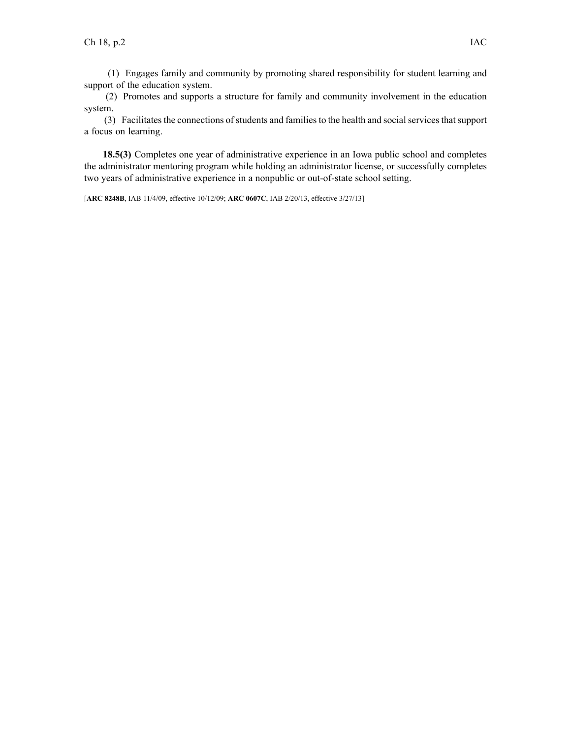(1) Engages family and community by promoting shared responsibility for student learning and support of the education system.

(2) Promotes and supports a structure for family and community involvement in the education system.

(3) Facilitates the connections of students and families to the health and social services that support a focus on learning.

**18.5(3)** Completes one year of administrative experience in an Iowa public school and completes the administrator mentoring program while holding an administrator license, or successfully completes two years of administrative experience in a nonpublic or out-of-state school setting.

[**ARC 8248B**, IAB 11/4/09, effective 10/12/09; **ARC 0607C**, IAB 2/20/13, effective 3/27/13]